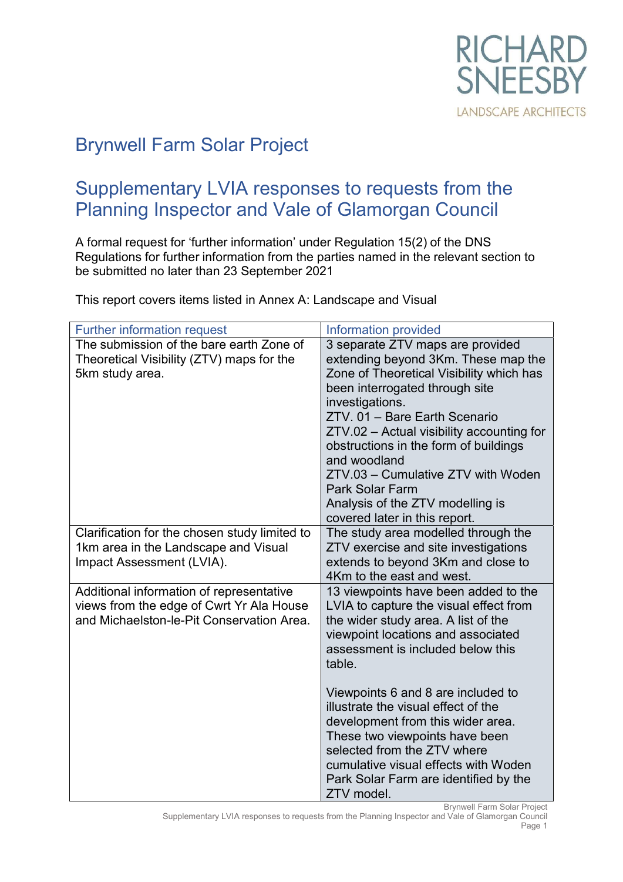RICHARD SNEESBY

LANDSCAPE ARCHITECTS

# Brynwell Farm Solar Project

## Supplementary LVIA responses to requests from the Planning Inspector and Vale of Glamorgan Council

A formal request for 'further information' under Regulation 15(2) of the DNS Regulations for further information from the parties named in the relevant section to be submitted no later than 23 September 2021

This report covers items listed in Annex A: Landscape and Visual

| Further information request | Information provided |
| --- | --- |
| The submission of the bare earth Zone of Theoretical Visibility (ZTV) maps for the 5km study area. | 3 separate ZTV maps are provided extending beyond 3Km. These map the Zone of Theoretical Visibility which has been interrogated through site investigations.<br>ZTV. 01 – Bare Earth Scenario<br>ZTV.02 – Actual visibility accounting for obstructions in the form of buildings and woodland<br>ZTV.03 – Cumulative ZTV with Woden Park Solar Farm<br>Analysis of the ZTV modelling is covered later in this report. |
| Clarification for the chosen study limited to 1km area in the Landscape and Visual Impact Assessment (LVIA). | The study area modelled through the ZTV exercise and site investigations extends to beyond 3Km and close to 4Km to the east and west. |
| Additional information of representative views from the edge of Cwrt Yr Ala House and Michaelston-le-Pit Conservation Area. | 13 viewpoints have been added to the LVIA to capture the visual effect from the wider study area. A list of the viewpoint locations and associated assessment is included below this table.<br><br>Viewpoints 6 and 8 are included to illustrate the visual effect of the development from this wider area. These two viewpoints have been selected from the ZTV where cumulative visual effects with Woden Park Solar Farm are identified by the ZTV model. |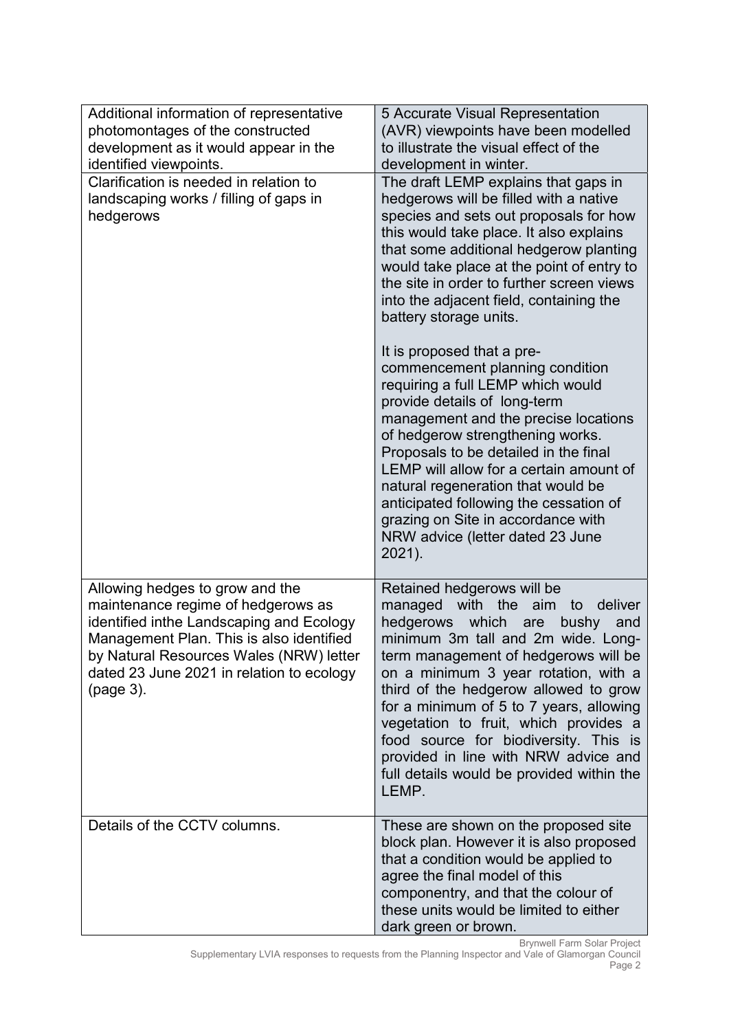| | |
|---|---|
| Additional information of representative photomontages of the constructed development as it would appear in the identified viewpoints. | 5 Accurate Visual Representation (AVR) viewpoints have been modelled to illustrate the visual effect of the development in winter. |
| Clarification is needed in relation to landscaping works / filling of gaps in hedgerows | The draft LEMP explains that gaps in hedgerows will be filled with a native species and sets out proposals for how this would take place. It also explains that some additional hedgerow planting would take place at the point of entry to the site in order to further screen views into the adjacent field, containing the battery storage units.<br><br>It is proposed that a pre-commencement planning condition requiring a full LEMP which would provide details of long-term management and the precise locations of hedgerow strengthening works. Proposals to be detailed in the final LEMP will allow for a certain amount of natural regeneration that would be anticipated following the cessation of grazing on Site in accordance with NRW advice (letter dated 23 June 2021). |
| Allowing hedges to grow and the maintenance regime of hedgerows as identified inthe Landscaping and Ecology Management Plan. This is also identified by Natural Resources Wales (NRW) letter dated 23 June 2021 in relation to ecology (page 3). | Retained hedgerows will be managed with the aim to deliver hedgerows which are bushy and minimum 3m tall and 2m wide. Long-term management of hedgerows will be on a minimum 3 year rotation, with a third of the hedgerow allowed to grow for a minimum of 5 to 7 years, allowing vegetation to fruit, which provides a food source for biodiversity. This is provided in line with NRW advice and full details would be provided within the LEMP. |
| Details of the CCTV columns. | These are shown on the proposed site block plan. However it is also proposed that a condition would be applied to agree the final model of this componentry, and that the colour of these units would be limited to either dark green or brown. |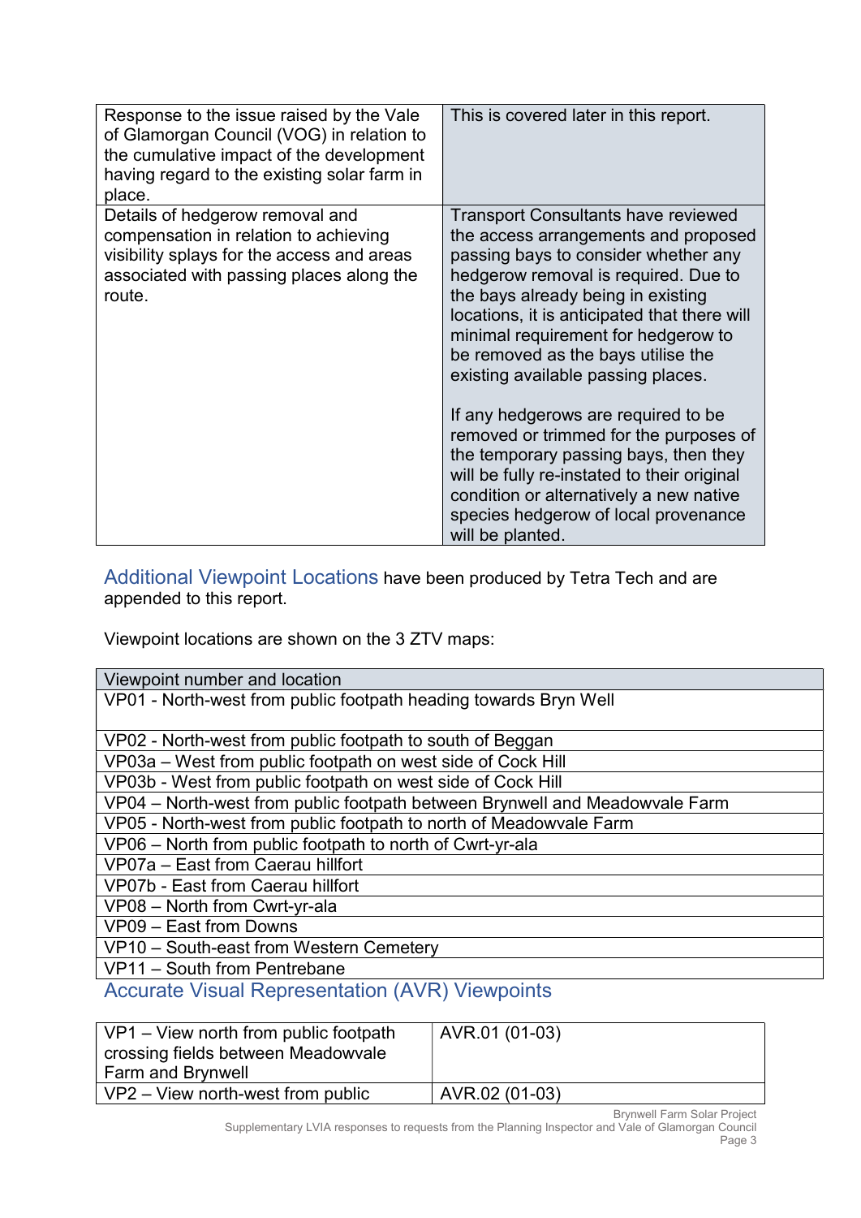| | |
|---|---|
| Response to the issue raised by the Vale of Glamorgan Council (VOG) in relation to the cumulative impact of the development having regard to the existing solar farm in place. | This is covered later in this report. |
| Details of hedgerow removal and compensation in relation to achieving visibility splays for the access and areas associated with passing places along the route. | Transport Consultants have reviewed the access arrangements and proposed passing bays to consider whether any hedgerow removal is required. Due to the bays already being in existing locations, it is anticipated that there will minimal requirement for hedgerow to be removed as the bays utilise the existing available passing places.<br><br>If any hedgerows are required to be removed or trimmed for the purposes of the temporary passing bays, then they will be fully re-instated to their original condition or alternatively a new native species hedgerow of local provenance will be planted. |

## Additional Viewpoint Locations

Additional Viewpoint Locations have been produced by Tetra Tech and are appended to this report.

Viewpoint locations are shown on the 3 ZTV maps:

| Viewpoint number and location |
|---|
| VP01 - North-west from public footpath heading towards Bryn Well |
| VP02 - North-west from public footpath to south of Beggan |
| VP03a – West from public footpath on west side of Cock Hill |
| VP03b - West from public footpath on west side of Cock Hill |
| VP04 – North-west from public footpath between Brynwell and Meadowvale Farm |
| VP05 - North-west from public footpath to north of Meadowvale Farm |
| VP06 – North from public footpath to north of Cwrt-yr-ala |
| VP07a – East from Caerau hillfort |
| VP07b - East from Caerau hillfort |
| VP08 – North from Cwrt-yr-ala |
| VP09 – East from Downs |
| VP10 – South-east from Western Cemetery |
| VP11 – South from Pentrebane |

## Accurate Visual Representation (AVR) Viewpoints

| | |
|---|---|
| VP1 – View north from public footpath crossing fields between Meadowvale Farm and Brynwell | AVR.01 (01-03) |
| VP2 – View north-west from public | AVR.02 (01-03) |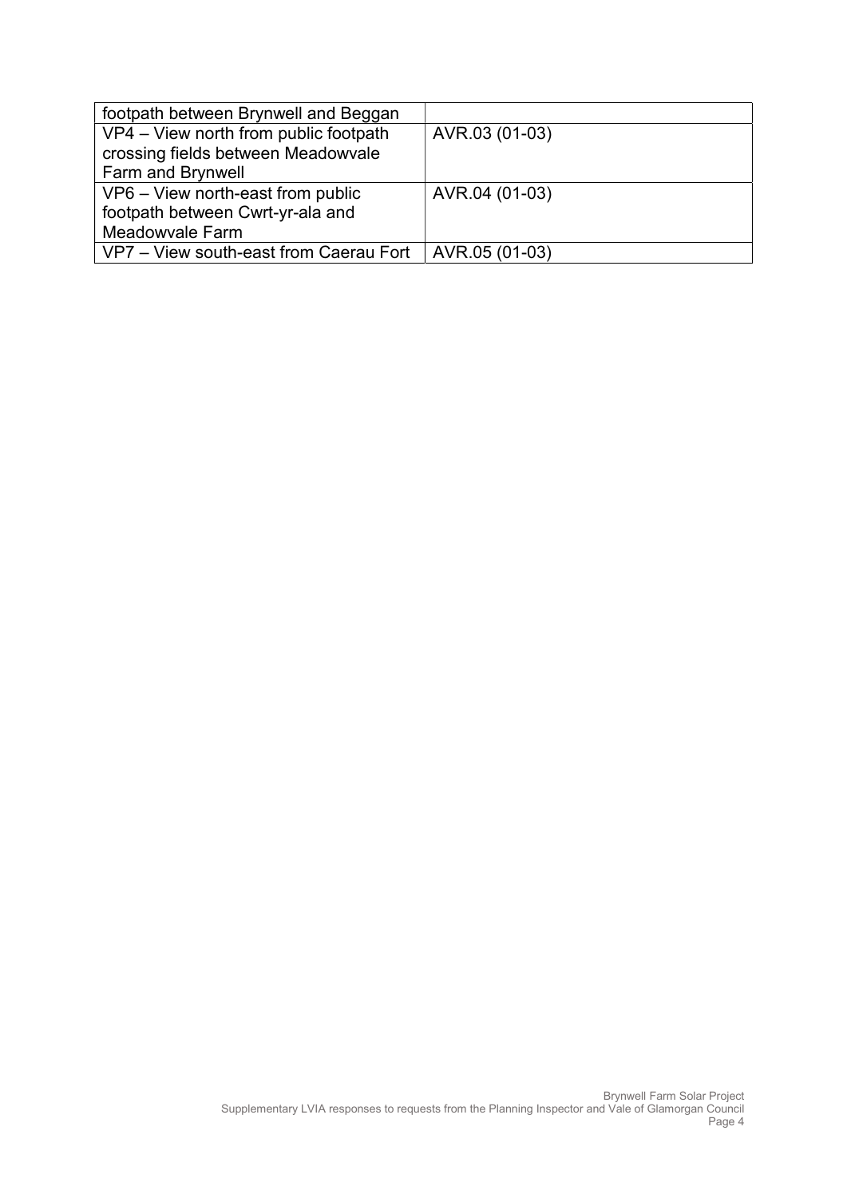| | |
|---|---|
| footpath between Brynwell and Beggan | |
| VP4 – View north from public footpath crossing fields between Meadowvale Farm and Brynwell | AVR.03 (01-03) |
| VP6 – View north-east from public footpath between Cwrt-yr-ala and Meadowvale Farm | AVR.04 (01-03) |
| VP7 – View south-east from Caerau Fort | AVR.05 (01-03) |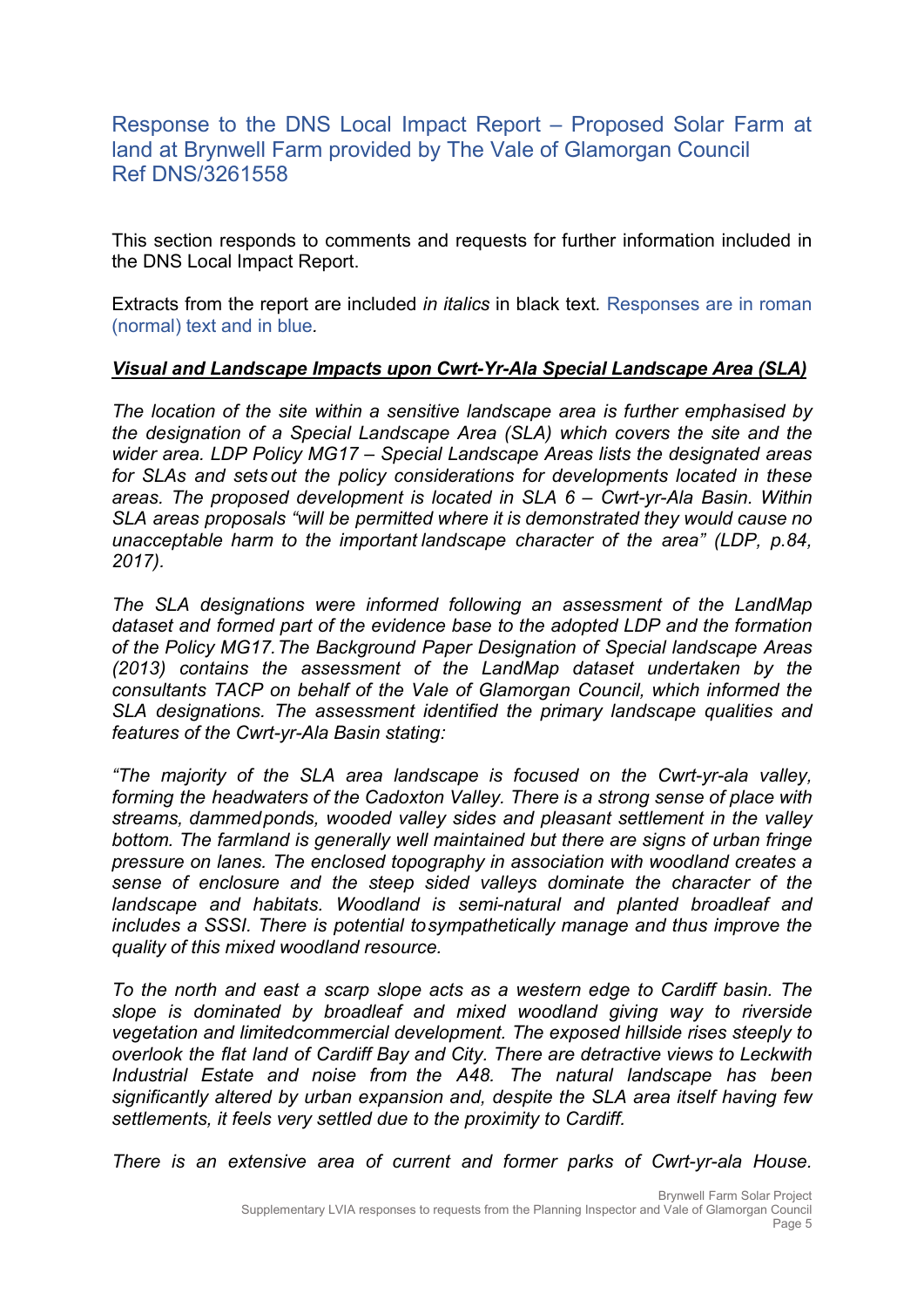## Response to the DNS Local Impact Report – Proposed Solar Farm at land at Brynwell Farm provided by The Vale of Glamorgan Council Ref DNS/3261558

This section responds to comments and requests for further information included in the DNS Local Impact Report.

Extracts from the report are included *in italics* in black text. Responses are in roman (normal) text and in blue.

***<u>Visual and Landscape Impacts upon Cwrt-Yr-Ala Special Landscape Area (SLA)</u>***

*The location of the site within a sensitive landscape area is further emphasised by the designation of a Special Landscape Area (SLA) which covers the site and the wider area. LDP Policy MG17 – Special Landscape Areas lists the designated areas for SLAs and sets out the policy considerations for developments located in these areas. The proposed development is located in SLA 6 – Cwrt-yr-Ala Basin. Within SLA areas proposals "will be permitted where it is demonstrated they would cause no unacceptable harm to the important landscape character of the area" (LDP, p.84, 2017).*

*The SLA designations were informed following an assessment of the LandMap dataset and formed part of the evidence base to the adopted LDP and the formation of the Policy MG17. The Background Paper Designation of Special landscape Areas (2013) contains the assessment of the LandMap dataset undertaken by the consultants TACP on behalf of the Vale of Glamorgan Council, which informed the SLA designations. The assessment identified the primary landscape qualities and features of the Cwrt-yr-Ala Basin stating:*

*"The majority of the SLA area landscape is focused on the Cwrt-yr-ala valley, forming the headwaters of the Cadoxton Valley. There is a strong sense of place with streams, dammed ponds, wooded valley sides and pleasant settlement in the valley bottom. The farmland is generally well maintained but there are signs of urban fringe pressure on lanes. The enclosed topography in association with woodland creates a sense of enclosure and the steep sided valleys dominate the character of the landscape and habitats. Woodland is semi-natural and planted broadleaf and includes a SSSI. There is potential to sympathetically manage and thus improve the quality of this mixed woodland resource.*

*To the north and east a scarp slope acts as a western edge to Cardiff basin. The slope is dominated by broadleaf and mixed woodland giving way to riverside vegetation and limited commercial development. The exposed hillside rises steeply to overlook the flat land of Cardiff Bay and City. There are detractive views to Leckwith Industrial Estate and noise from the A48. The natural landscape has been significantly altered by urban expansion and, despite the SLA area itself having few settlements, it feels very settled due to the proximity to Cardiff.*

*There is an extensive area of current and former parks of Cwrt-yr-ala House.*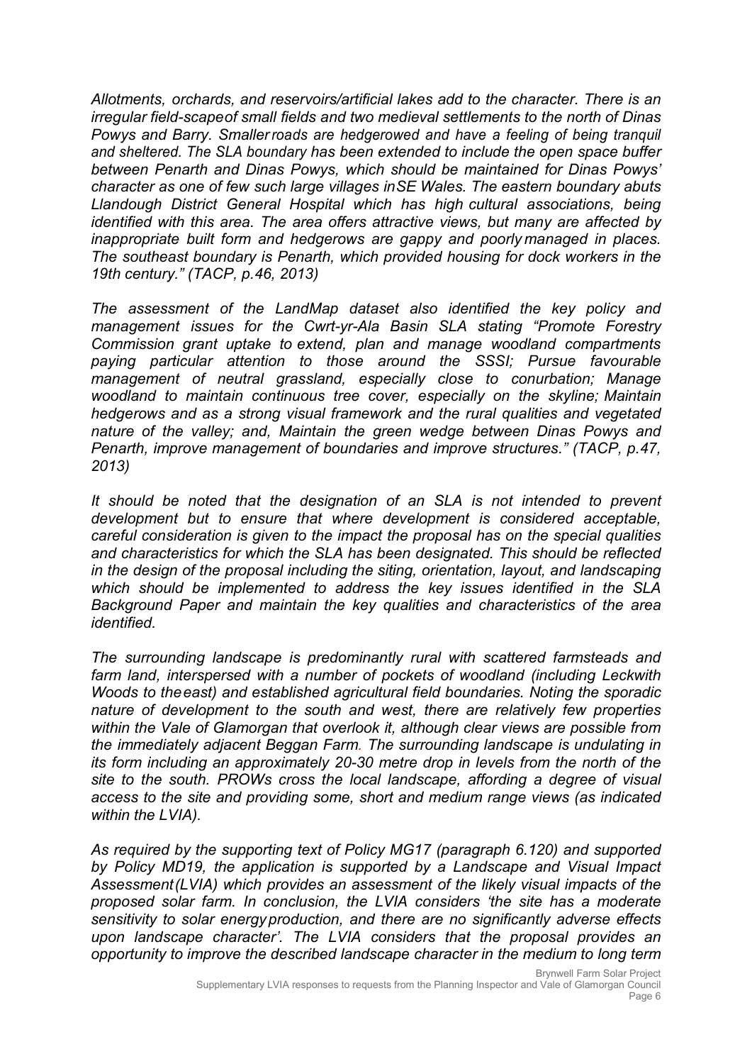*Allotments, orchards, and reservoirs/artificial lakes add to the character. There is an irregular field-scape of small fields and two medieval settlements to the north of Dinas Powys and Barry. Smaller roads are hedgerowed and have a feeling of being tranquil and sheltered. The SLA boundary has been extended to include the open space buffer between Penarth and Dinas Powys, which should be maintained for Dinas Powys' character as one of few such large villages in SE Wales. The eastern boundary abuts Llandough District General Hospital which has high cultural associations, being identified with this area. The area offers attractive views, but many are affected by inappropriate built form and hedgerows are gappy and poorly managed in places. The southeast boundary is Penarth, which provided housing for dock workers in the 19th century." (TACP, p.46, 2013)*

*The assessment of the LandMap dataset also identified the key policy and management issues for the Cwrt-yr-Ala Basin SLA stating "Promote Forestry Commission grant uptake to extend, plan and manage woodland compartments paying particular attention to those around the SSSI; Pursue favourable management of neutral grassland, especially close to conurbation; Manage woodland to maintain continuous tree cover, especially on the skyline; Maintain hedgerows and as a strong visual framework and the rural qualities and vegetated nature of the valley; and, Maintain the green wedge between Dinas Powys and Penarth, improve management of boundaries and improve structures." (TACP, p.47, 2013)*

*It should be noted that the designation of an SLA is not intended to prevent development but to ensure that where development is considered acceptable, careful consideration is given to the impact the proposal has on the special qualities and characteristics for which the SLA has been designated. This should be reflected in the design of the proposal including the siting, orientation, layout, and landscaping which should be implemented to address the key issues identified in the SLA Background Paper and maintain the key qualities and characteristics of the area identified.*

*The surrounding landscape is predominantly rural with scattered farmsteads and farm land, interspersed with a number of pockets of woodland (including Leckwith Woods to the east) and established agricultural field boundaries. Noting the sporadic nature of development to the south and west, there are relatively few properties within the Vale of Glamorgan that overlook it, although clear views are possible from the immediately adjacent Beggan Farm. The surrounding landscape is undulating in its form including an approximately 20-30 metre drop in levels from the north of the site to the south. PROWs cross the local landscape, affording a degree of visual access to the site and providing some, short and medium range views (as indicated within the LVIA).*

*As required by the supporting text of Policy MG17 (paragraph 6.120) and supported by Policy MD19, the application is supported by a Landscape and Visual Impact Assessment (LVIA) which provides an assessment of the likely visual impacts of the proposed solar farm. In conclusion, the LVIA considers 'the site has a moderate sensitivity to solar energy production, and there are no significantly adverse effects upon landscape character'. The LVIA considers that the proposal provides an opportunity to improve the described landscape character in the medium to long term*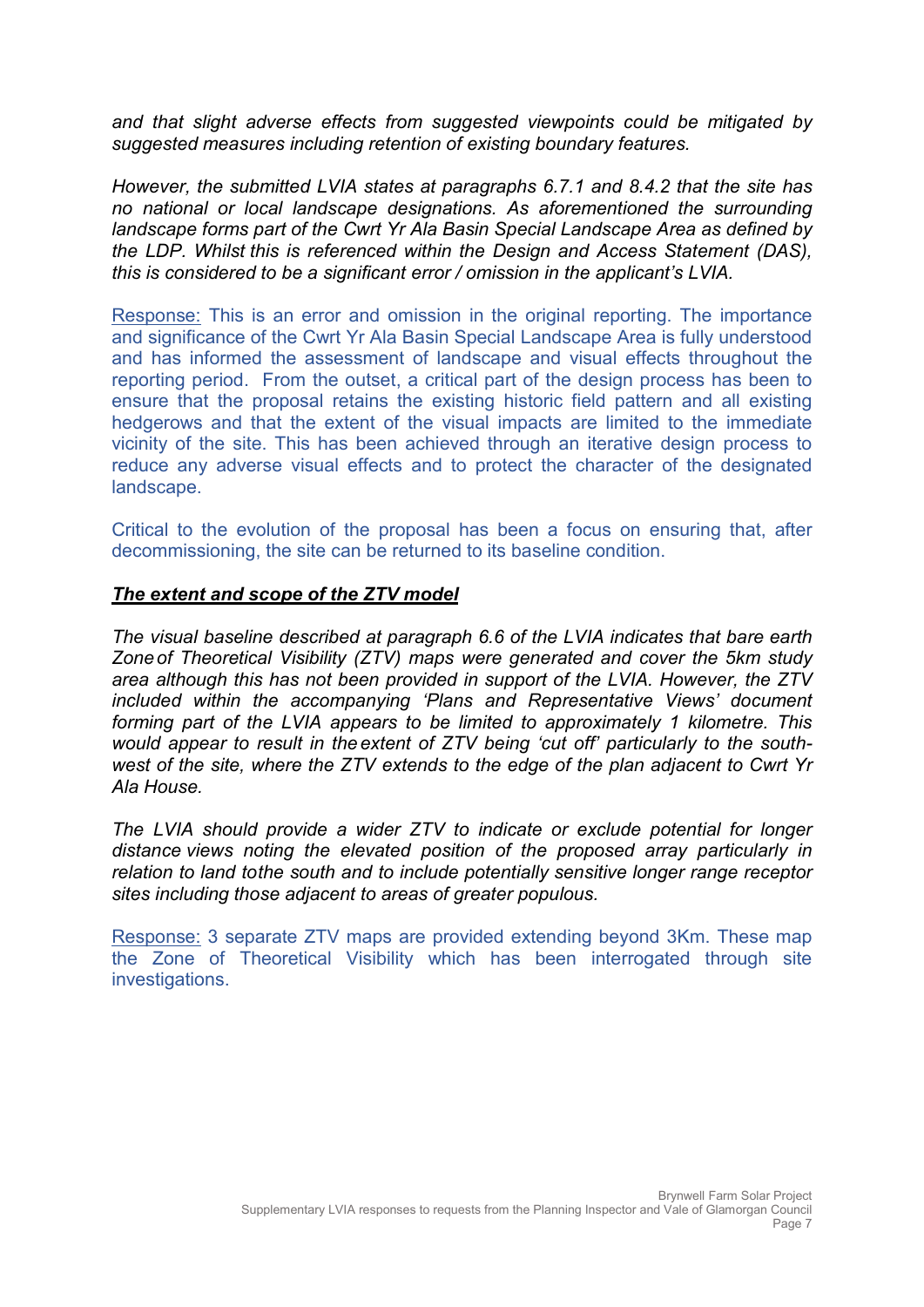*and that slight adverse effects from suggested viewpoints could be mitigated by suggested measures including retention of existing boundary features.*

*However, the submitted LVIA states at paragraphs 6.7.1 and 8.4.2 that the site has no national or local landscape designations. As aforementioned the surrounding landscape forms part of the Cwrt Yr Ala Basin Special Landscape Area as defined by the LDP. Whilst this is referenced within the Design and Access Statement (DAS), this is considered to be a significant error / omission in the applicant's LVIA.*

Response: This is an error and omission in the original reporting. The importance and significance of the Cwrt Yr Ala Basin Special Landscape Area is fully understood and has informed the assessment of landscape and visual effects throughout the reporting period. From the outset, a critical part of the design process has been to ensure that the proposal retains the existing historic field pattern and all existing hedgerows and that the extent of the visual impacts are limited to the immediate vicinity of the site. This has been achieved through an iterative design process to reduce any adverse visual effects and to protect the character of the designated landscape.

Critical to the evolution of the proposal has been a focus on ensuring that, after decommissioning, the site can be returned to its baseline condition.

***The extent and scope of the ZTV model***

*The visual baseline described at paragraph 6.6 of the LVIA indicates that bare earth Zone of Theoretical Visibility (ZTV) maps were generated and cover the 5km study area although this has not been provided in support of the LVIA. However, the ZTV included within the accompanying 'Plans and Representative Views' document forming part of the LVIA appears to be limited to approximately 1 kilometre. This would appear to result in the extent of ZTV being 'cut off' particularly to the south-west of the site, where the ZTV extends to the edge of the plan adjacent to Cwrt Yr Ala House.*

*The LVIA should provide a wider ZTV to indicate or exclude potential for longer distance views noting the elevated position of the proposed array particularly in relation to land to the south and to include potentially sensitive longer range receptor sites including those adjacent to areas of greater populous.*

Response: 3 separate ZTV maps are provided extending beyond 3Km. These map the Zone of Theoretical Visibility which has been interrogated through site investigations.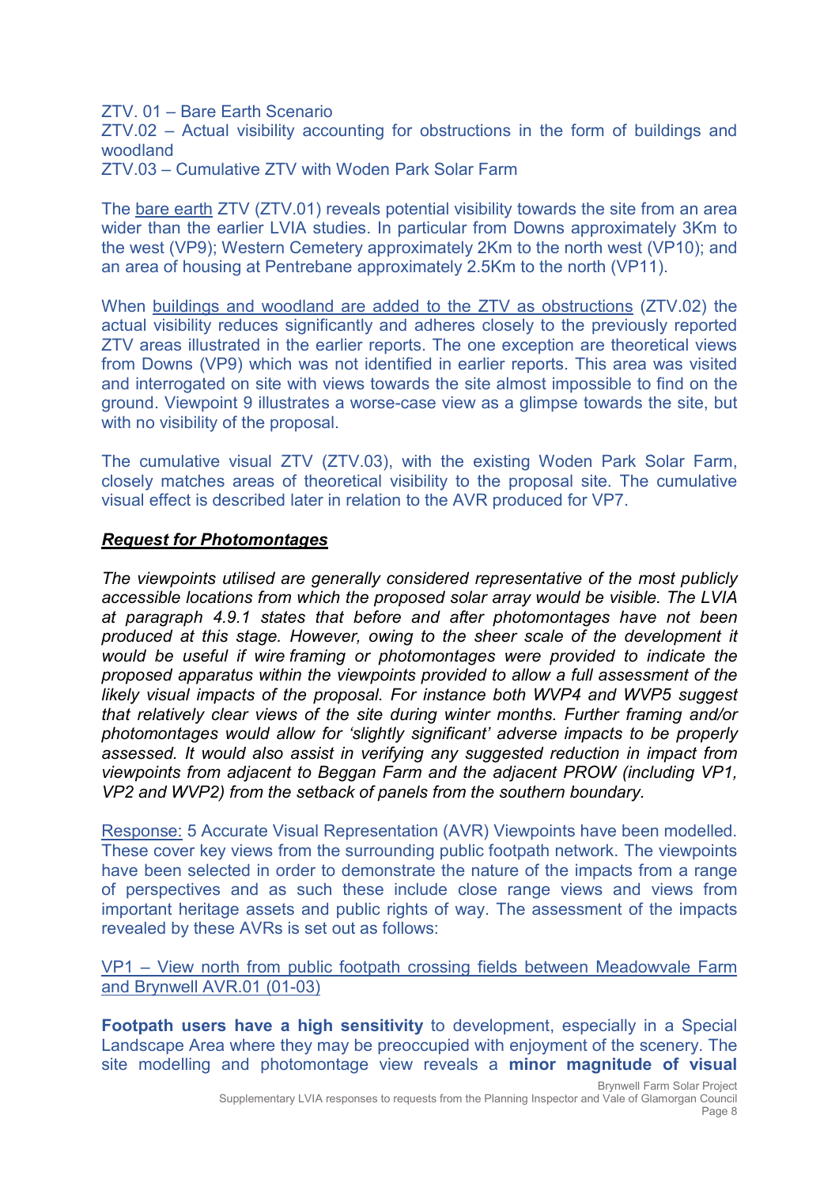ZTV. 01 – Bare Earth Scenario
ZTV.02 – Actual visibility accounting for obstructions in the form of buildings and woodland
ZTV.03 – Cumulative ZTV with Woden Park Solar Farm

The bare earth ZTV (ZTV.01) reveals potential visibility towards the site from an area wider than the earlier LVIA studies. In particular from Downs approximately 3Km to the west (VP9); Western Cemetery approximately 2Km to the north west (VP10); and an area of housing at Pentrebane approximately 2.5Km to the north (VP11).

When buildings and woodland are added to the ZTV as obstructions (ZTV.02) the actual visibility reduces significantly and adheres closely to the previously reported ZTV areas illustrated in the earlier reports. The one exception are theoretical views from Downs (VP9) which was not identified in earlier reports. This area was visited and interrogated on site with views towards the site almost impossible to find on the ground. Viewpoint 9 illustrates a worse-case view as a glimpse towards the site, but with no visibility of the proposal.

The cumulative visual ZTV (ZTV.03), with the existing Woden Park Solar Farm, closely matches areas of theoretical visibility to the proposal site. The cumulative visual effect is described later in relation to the AVR produced for VP7.

***Request for Photomontages***

*The viewpoints utilised are generally considered representative of the most publicly accessible locations from which the proposed solar array would be visible. The LVIA at paragraph 4.9.1 states that before and after photomontages have not been produced at this stage. However, owing to the sheer scale of the development it would be useful if wire framing or photomontages were provided to indicate the proposed apparatus within the viewpoints provided to allow a full assessment of the likely visual impacts of the proposal. For instance both WVP4 and WVP5 suggest that relatively clear views of the site during winter months. Further framing and/or photomontages would allow for 'slightly significant' adverse impacts to be properly assessed. It would also assist in verifying any suggested reduction in impact from viewpoints from adjacent to Beggan Farm and the adjacent PROW (including VP1, VP2 and WVP2) from the setback of panels from the southern boundary.*

Response: 5 Accurate Visual Representation (AVR) Viewpoints have been modelled. These cover key views from the surrounding public footpath network. The viewpoints have been selected in order to demonstrate the nature of the impacts from a range of perspectives and as such these include close range views and views from important heritage assets and public rights of way. The assessment of the impacts revealed by these AVRs is set out as follows:

VP1 – View north from public footpath crossing fields between Meadowvale Farm and Brynwell AVR.01 (01-03)

**Footpath users have a high sensitivity** to development, especially in a Special Landscape Area where they may be preoccupied with enjoyment of the scenery. The site modelling and photomontage view reveals a **minor magnitude of visual**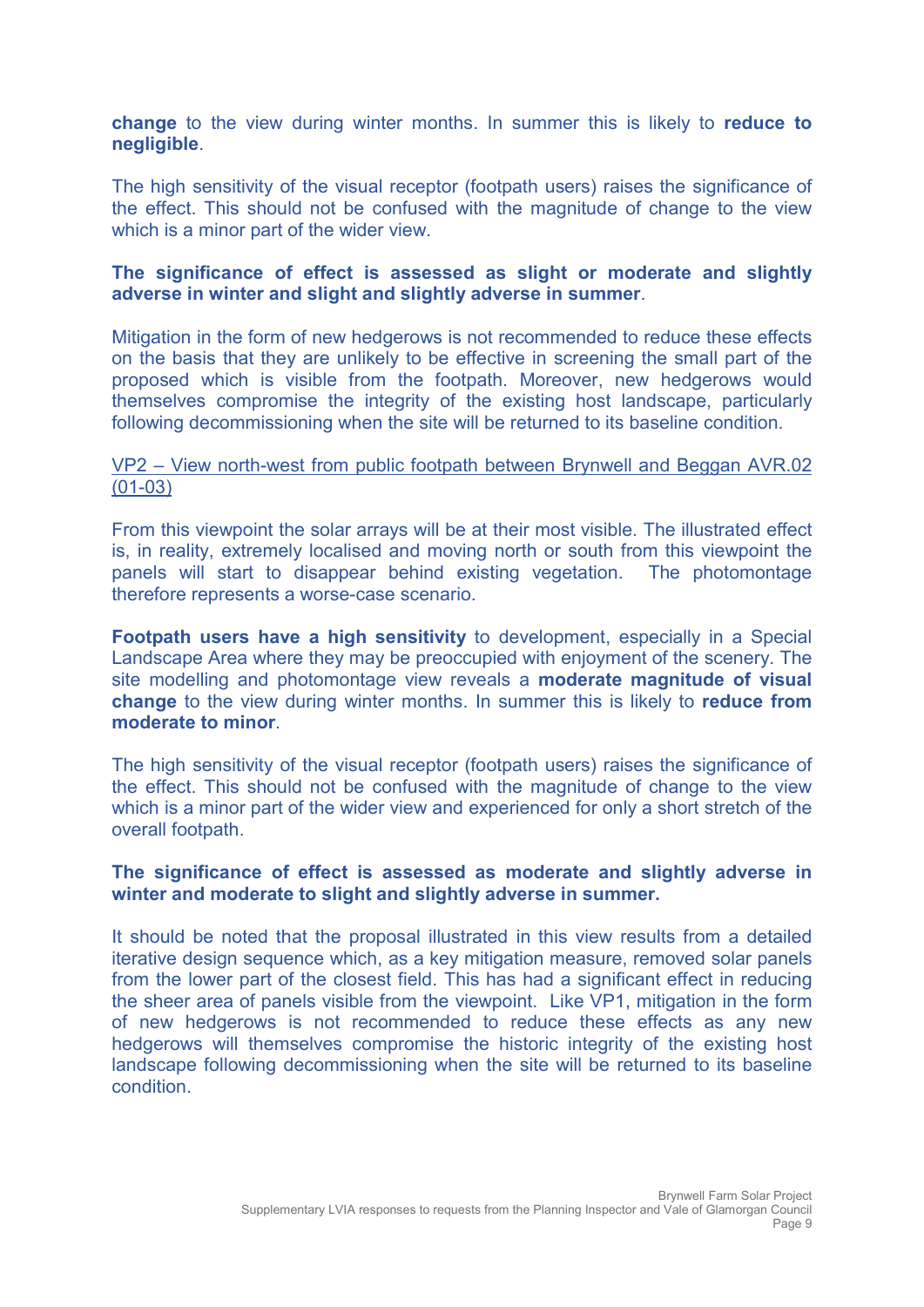**change** to the view during winter months. In summer this is likely to **reduce to negligible**.

The high sensitivity of the visual receptor (footpath users) raises the significance of the effect. This should not be confused with the magnitude of change to the view which is a minor part of the wider view.

**The significance of effect is assessed as slight or moderate and slightly adverse in winter and slight and slightly adverse in summer**.

Mitigation in the form of new hedgerows is not recommended to reduce these effects on the basis that they are unlikely to be effective in screening the small part of the proposed which is visible from the footpath. Moreover, new hedgerows would themselves compromise the integrity of the existing host landscape, particularly following decommissioning when the site will be returned to its baseline condition.

VP2 – View north-west from public footpath between Brynwell and Beggan AVR.02 (01-03)

From this viewpoint the solar arrays will be at their most visible. The illustrated effect is, in reality, extremely localised and moving north or south from this viewpoint the panels will start to disappear behind existing vegetation. The photomontage therefore represents a worse-case scenario.

**Footpath users have a high sensitivity** to development, especially in a Special Landscape Area where they may be preoccupied with enjoyment of the scenery. The site modelling and photomontage view reveals a **moderate magnitude of visual change** to the view during winter months. In summer this is likely to **reduce from moderate to minor**.

The high sensitivity of the visual receptor (footpath users) raises the significance of the effect. This should not be confused with the magnitude of change to the view which is a minor part of the wider view and experienced for only a short stretch of the overall footpath.

**The significance of effect is assessed as moderate and slightly adverse in winter and moderate to slight and slightly adverse in summer.**

It should be noted that the proposal illustrated in this view results from a detailed iterative design sequence which, as a key mitigation measure, removed solar panels from the lower part of the closest field. This has had a significant effect in reducing the sheer area of panels visible from the viewpoint. Like VP1, mitigation in the form of new hedgerows is not recommended to reduce these effects as any new hedgerows will themselves compromise the historic integrity of the existing host landscape following decommissioning when the site will be returned to its baseline condition.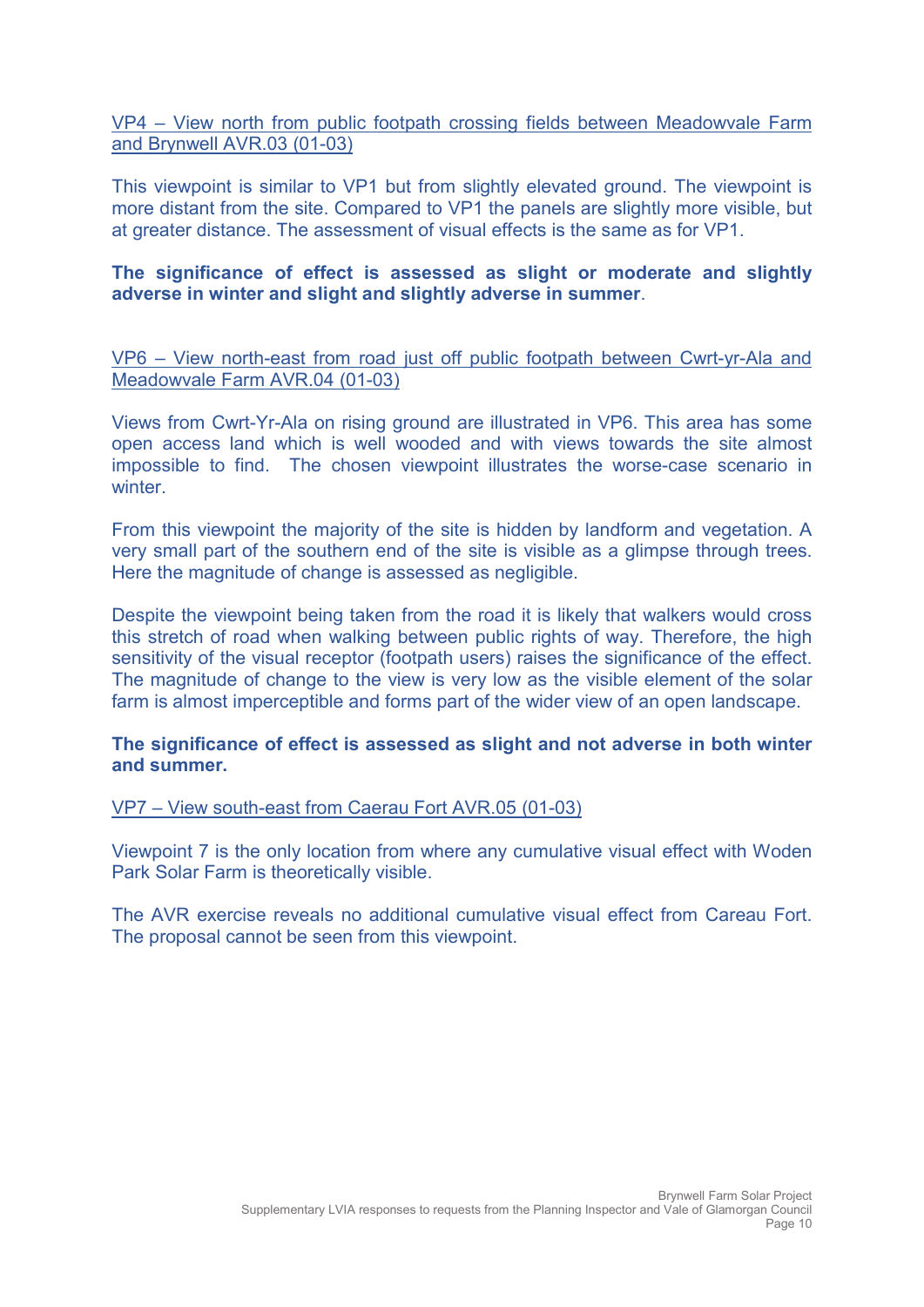VP4 – View north from public footpath crossing fields between Meadowvale Farm and Brynwell AVR.03 (01-03)

This viewpoint is similar to VP1 but from slightly elevated ground. The viewpoint is more distant from the site. Compared to VP1 the panels are slightly more visible, but at greater distance. The assessment of visual effects is the same as for VP1.

**The significance of effect is assessed as slight or moderate and slightly adverse in winter and slight and slightly adverse in summer**.

VP6 – View north-east from road just off public footpath between Cwrt-yr-Ala and Meadowvale Farm AVR.04 (01-03)

Views from Cwrt-Yr-Ala on rising ground are illustrated in VP6. This area has some open access land which is well wooded and with views towards the site almost impossible to find. The chosen viewpoint illustrates the worse-case scenario in winter.

From this viewpoint the majority of the site is hidden by landform and vegetation. A very small part of the southern end of the site is visible as a glimpse through trees. Here the magnitude of change is assessed as negligible.

Despite the viewpoint being taken from the road it is likely that walkers would cross this stretch of road when walking between public rights of way. Therefore, the high sensitivity of the visual receptor (footpath users) raises the significance of the effect. The magnitude of change to the view is very low as the visible element of the solar farm is almost imperceptible and forms part of the wider view of an open landscape.

**The significance of effect is assessed as slight and not adverse in both winter and summer.**

VP7 – View south-east from Caerau Fort AVR.05 (01-03)

Viewpoint 7 is the only location from where any cumulative visual effect with Woden Park Solar Farm is theoretically visible.

The AVR exercise reveals no additional cumulative visual effect from Careau Fort. The proposal cannot be seen from this viewpoint.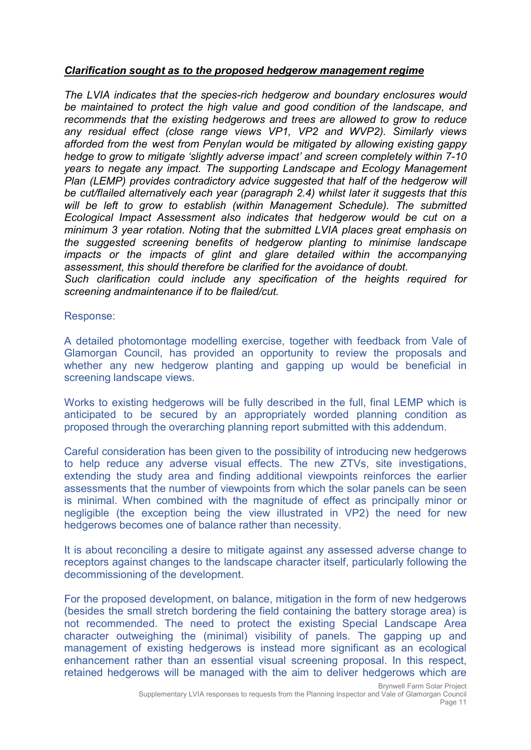***Clarification sought as to the proposed hedgerow management regime***

*The LVIA indicates that the species-rich hedgerow and boundary enclosures would be maintained to protect the high value and good condition of the landscape, and recommends that the existing hedgerows and trees are allowed to grow to reduce any residual effect (close range views VP1, VP2 and WVP2). Similarly views afforded from the west from Penylan would be mitigated by allowing existing gappy hedge to grow to mitigate 'slightly adverse impact' and screen completely within 7-10 years to negate any impact. The supporting Landscape and Ecology Management Plan (LEMP) provides contradictory advice suggested that half of the hedgerow will be cut/flailed alternatively each year (paragraph 2.4) whilst later it suggests that this will be left to grow to establish (within Management Schedule). The submitted Ecological Impact Assessment also indicates that hedgerow would be cut on a minimum 3 year rotation. Noting that the submitted LVIA places great emphasis on the suggested screening benefits of hedgerow planting to minimise landscape impacts or the impacts of glint and glare detailed within the accompanying assessment, this should therefore be clarified for the avoidance of doubt.*
*Such clarification could include any specification of the heights required for screening andmaintenance if to be flailed/cut.*

Response:

A detailed photomontage modelling exercise, together with feedback from Vale of Glamorgan Council, has provided an opportunity to review the proposals and whether any new hedgerow planting and gapping up would be beneficial in screening landscape views.

Works to existing hedgerows will be fully described in the full, final LEMP which is anticipated to be secured by an appropriately worded planning condition as proposed through the overarching planning report submitted with this addendum.

Careful consideration has been given to the possibility of introducing new hedgerows to help reduce any adverse visual effects. The new ZTVs, site investigations, extending the study area and finding additional viewpoints reinforces the earlier assessments that the number of viewpoints from which the solar panels can be seen is minimal. When combined with the magnitude of effect as principally minor or negligible (the exception being the view illustrated in VP2) the need for new hedgerows becomes one of balance rather than necessity.

It is about reconciling a desire to mitigate against any assessed adverse change to receptors against changes to the landscape character itself, particularly following the decommissioning of the development.

For the proposed development, on balance, mitigation in the form of new hedgerows (besides the small stretch bordering the field containing the battery storage area) is not recommended. The need to protect the existing Special Landscape Area character outweighing the (minimal) visibility of panels. The gapping up and management of existing hedgerows is instead more significant as an ecological enhancement rather than an essential visual screening proposal. In this respect, retained hedgerows will be managed with the aim to deliver hedgerows which are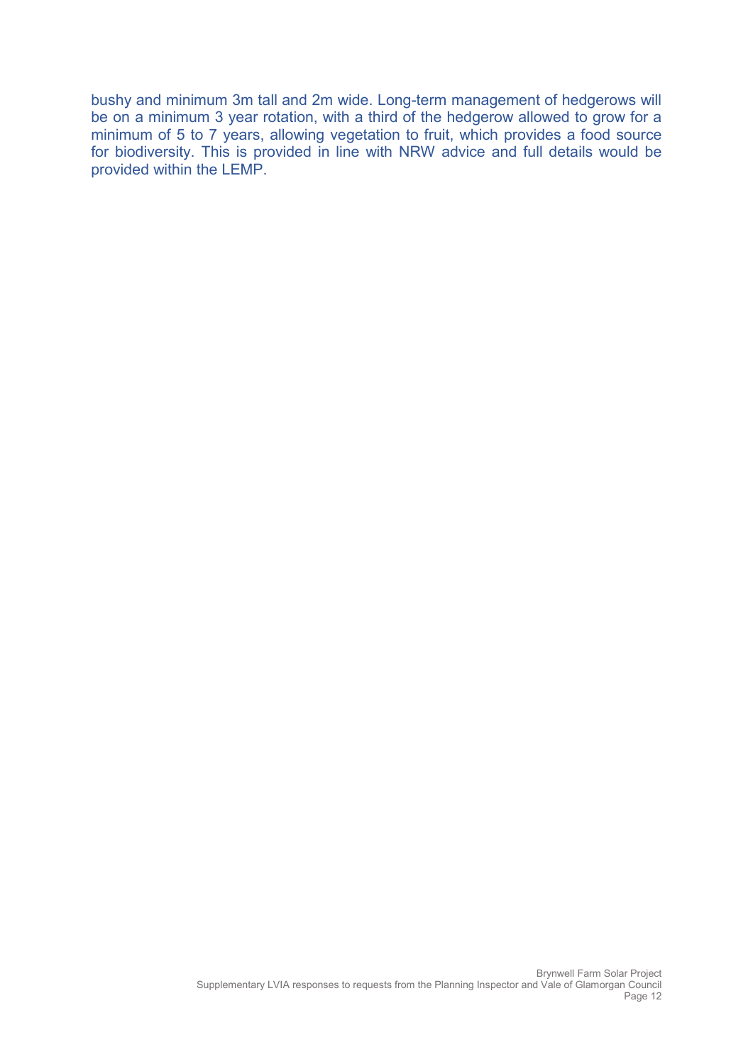bushy and minimum 3m tall and 2m wide. Long-term management of hedgerows will be on a minimum 3 year rotation, with a third of the hedgerow allowed to grow for a minimum of 5 to 7 years, allowing vegetation to fruit, which provides a food source for biodiversity. This is provided in line with NRW advice and full details would be provided within the LEMP.